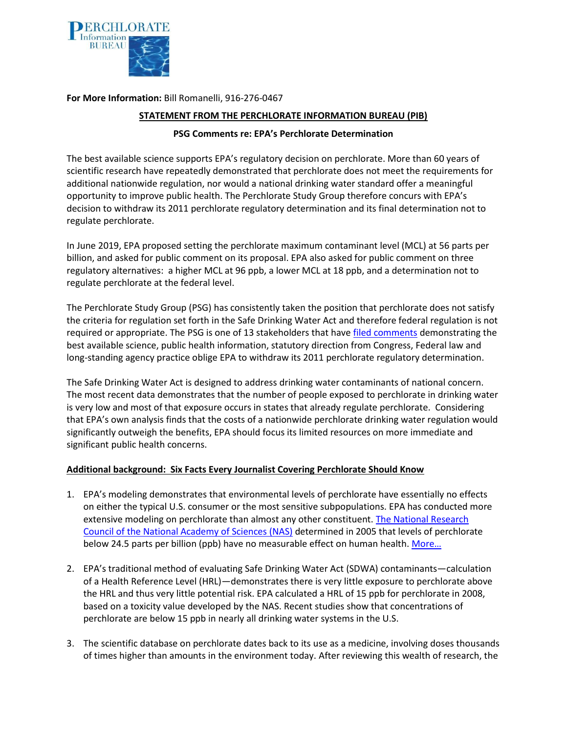PERCHLORATE Information BUREAU

**For More Information:** Bill Romanelli, 916-276-0467

## STATEMENT FROM THE PERCHLORATE INFORMATION BUREAU (PIB)

### PSG Comments re: EPA's Perchlorate Determination

The best available science supports EPA's regulatory decision on perchlorate. More than 60 years of scientific research have repeatedly demonstrated that perchlorate does not meet the requirements for additional nationwide regulation, nor would a national drinking water standard offer a meaningful opportunity to improve public health. The Perchlorate Study Group therefore concurs with EPA's decision to withdraw its 2011 perchlorate regulatory determination and its final determination not to regulate perchlorate.

In June 2019, EPA proposed setting the perchlorate maximum contaminant level (MCL) at 56 parts per billion, and asked for public comment on its proposal. EPA also asked for public comment on three regulatory alternatives: a higher MCL at 96 ppb, a lower MCL at 18 ppb, and a determination not to regulate perchlorate at the federal level.

The Perchlorate Study Group (PSG) has consistently taken the position that perchlorate does not satisfy the criteria for regulation set forth in the Safe Drinking Water Act and therefore federal regulation is not required or appropriate. The PSG is one of 13 stakeholders that have filed comments demonstrating the best available science, public health information, statutory direction from Congress, Federal law and long-standing agency practice oblige EPA to withdraw its 2011 perchlorate regulatory determination.

The Safe Drinking Water Act is designed to address drinking water contaminants of national concern. The most recent data demonstrates that the number of people exposed to perchlorate in drinking water is very low and most of that exposure occurs in states that already regulate perchlorate. Considering that EPA's own analysis finds that the costs of a nationwide perchlorate drinking water regulation would significantly outweigh the benefits, EPA should focus its limited resources on more immediate and significant public health concerns.

### Additional background: Six Facts Every Journalist Covering Perchlorate Should Know

1. EPA's modeling demonstrates that environmental levels of perchlorate have essentially no effects on either the typical U.S. consumer or the most sensitive subpopulations. EPA has conducted more extensive modeling on perchlorate than almost any other constituent. The National Research Council of the National Academy of Sciences (NAS) determined in 2005 that levels of perchlorate below 24.5 parts per billion (ppb) have no measurable effect on human health. More…

2. EPA's traditional method of evaluating Safe Drinking Water Act (SDWA) contaminants—calculation of a Health Reference Level (HRL)—demonstrates there is very little exposure to perchlorate above the HRL and thus very little potential risk. EPA calculated a HRL of 15 ppb for perchlorate in 2008, based on a toxicity value developed by the NAS. Recent studies show that concentrations of perchlorate are below 15 ppb in nearly all drinking water systems in the U.S.

3. The scientific database on perchlorate dates back to its use as a medicine, involving doses thousands of times higher than amounts in the environment today. After reviewing this wealth of research, the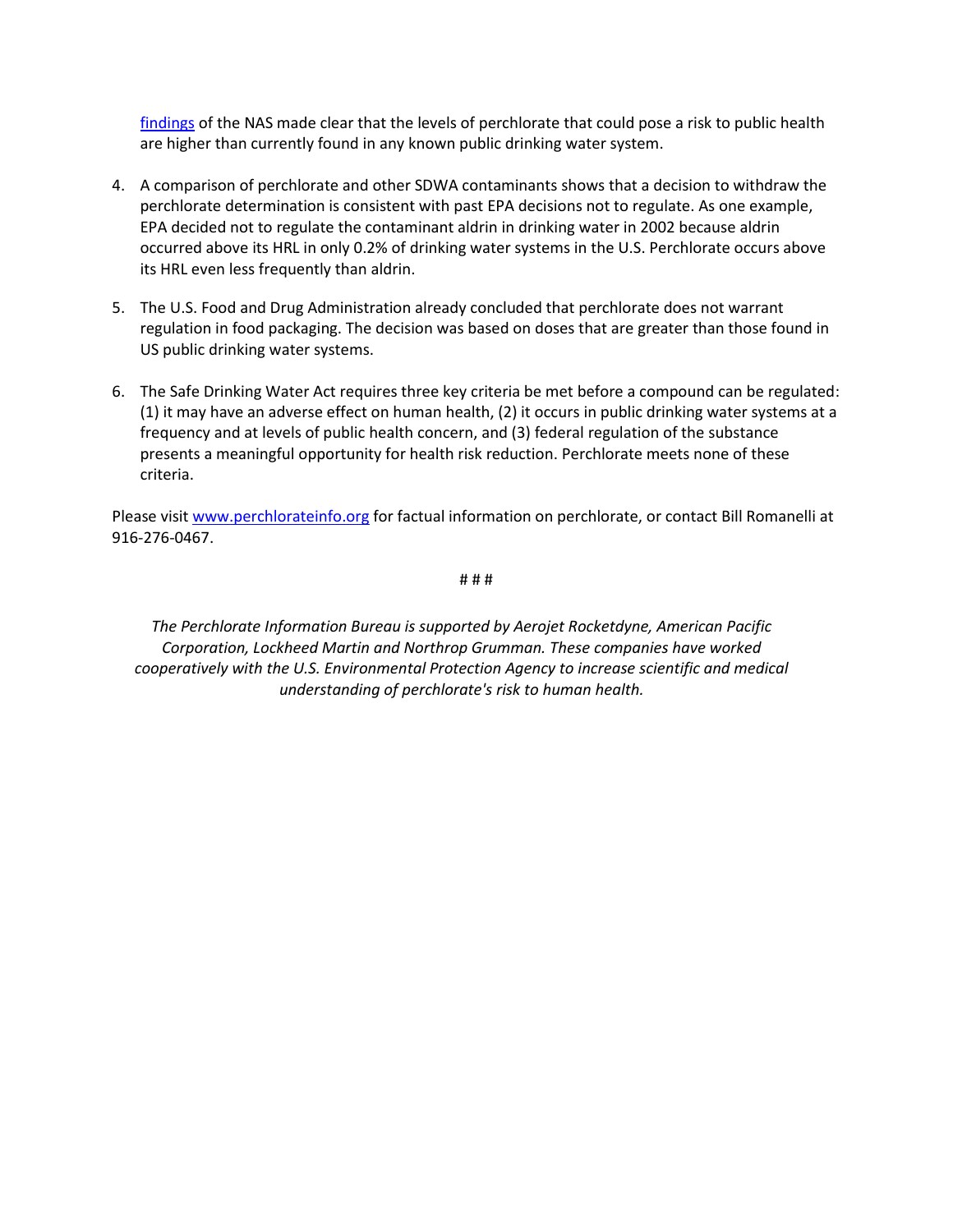findings of the NAS made clear that the levels of perchlorate that could pose a risk to public health are higher than currently found in any known public drinking water system.

4. A comparison of perchlorate and other SDWA contaminants shows that a decision to withdraw the perchlorate determination is consistent with past EPA decisions not to regulate. As one example, EPA decided not to regulate the contaminant aldrin in drinking water in 2002 because aldrin occurred above its HRL in only 0.2% of drinking water systems in the U.S. Perchlorate occurs above its HRL even less frequently than aldrin.

5. The U.S. Food and Drug Administration already concluded that perchlorate does not warrant regulation in food packaging. The decision was based on doses that are greater than those found in US public drinking water systems.

6. The Safe Drinking Water Act requires three key criteria be met before a compound can be regulated: (1) it may have an adverse effect on human health, (2) it occurs in public drinking water systems at a frequency and at levels of public health concern, and (3) federal regulation of the substance presents a meaningful opportunity for health risk reduction. Perchlorate meets none of these criteria.

Please visit www.perchlorateinfo.org for factual information on perchlorate, or contact Bill Romanelli at 916-276-0467.

# # #

*The Perchlorate Information Bureau is supported by Aerojet Rocketdyne, American Pacific Corporation, Lockheed Martin and Northrop Grumman. These companies have worked cooperatively with the U.S. Environmental Protection Agency to increase scientific and medical understanding of perchlorate's risk to human health.*